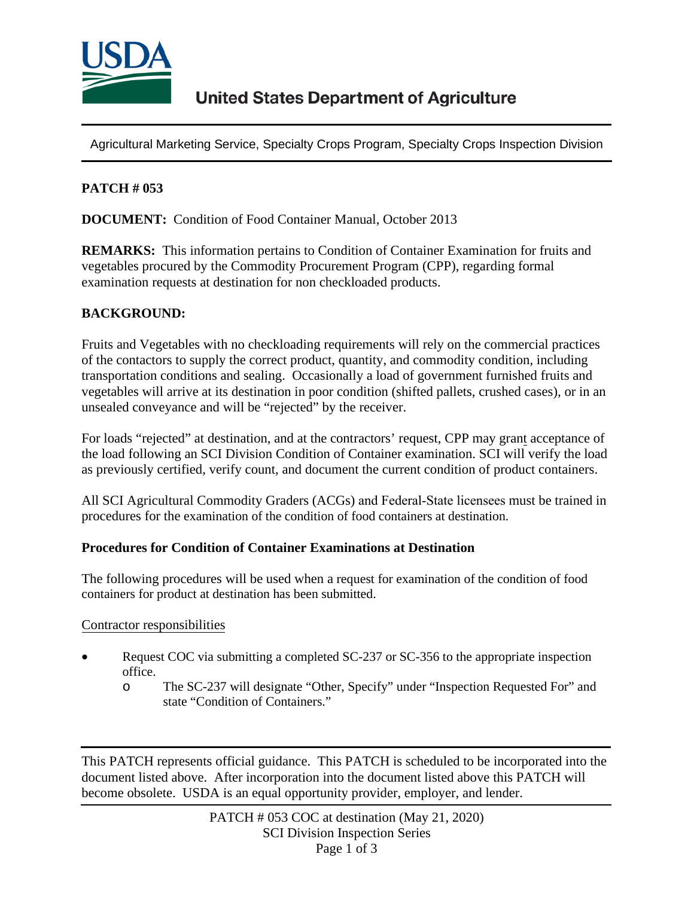USDA

United States Department of Agriculture

Agricultural Marketing Service, Specialty Crops Program, Specialty Crops Inspection Division

**PATCH # 053**

**DOCUMENT:** Condition of Food Container Manual, October 2013

**REMARKS:** This information pertains to Condition of Container Examination for fruits and vegetables procured by the Commodity Procurement Program (CPP), regarding formal examination requests at destination for non checkloaded products.

**BACKGROUND:**

Fruits and Vegetables with no checkloading requirements will rely on the commercial practices of the contactors to supply the correct product, quantity, and commodity condition, including transportation conditions and sealing. Occasionally a load of government furnished fruits and vegetables will arrive at its destination in poor condition (shifted pallets, crushed cases), or in an unsealed conveyance and will be "rejected" by the receiver.

For loads "rejected" at destination, and at the contractors' request, CPP may grant acceptance of the load following an SCI Division Condition of Container examination. SCI will verify the load as previously certified, verify count, and document the current condition of product containers.

All SCI Agricultural Commodity Graders (ACGs) and Federal-State licensees must be trained in procedures for the examination of the condition of food containers at destination.

**Procedures for Condition of Container Examinations at Destination**

The following procedures will be used when a request for examination of the condition of food containers for product at destination has been submitted.

Contractor responsibilities

- Request COC via submitting a completed SC-237 or SC-356 to the appropriate inspection office.
  - The SC-237 will designate "Other, Specify" under "Inspection Requested For" and state "Condition of Containers."

This PATCH represents official guidance. This PATCH is scheduled to be incorporated into the document listed above. After incorporation into the document listed above this PATCH will become obsolete. USDA is an equal opportunity provider, employer, and lender.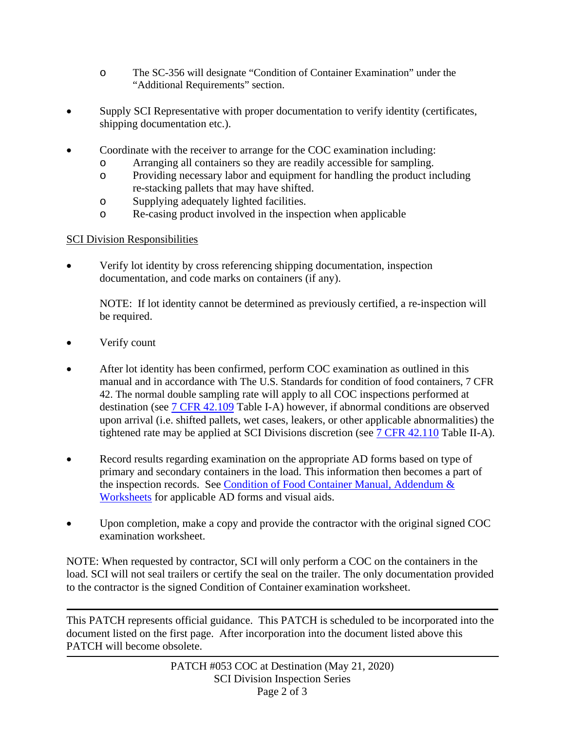- The SC-356 will designate "Condition of Container Examination" under the "Additional Requirements" section.

- Supply SCI Representative with proper documentation to verify identity (certificates, shipping documentation etc.).

- Coordinate with the receiver to arrange for the COC examination including:
  - Arranging all containers so they are readily accessible for sampling.
  - Providing necessary labor and equipment for handling the product including re-stacking pallets that may have shifted.
  - Supplying adequately lighted facilities.
  - Re-casing product involved in the inspection when applicable

<u>SCI Division Responsibilities</u>

- Verify lot identity by cross referencing shipping documentation, inspection documentation, and code marks on containers (if any).

  NOTE: If lot identity cannot be determined as previously certified, a re-inspection will be required.

- Verify count

- After lot identity has been confirmed, perform COC examination as outlined in this manual and in accordance with The U.S. Standards for condition of food containers, 7 CFR 42. The normal double sampling rate will apply to all COC inspections performed at destination (see [7 CFR 42.109]() Table I-A) however, if abnormal conditions are observed upon arrival (i.e. shifted pallets, wet cases, leakers, or other applicable abnormalities) the tightened rate may be applied at SCI Divisions discretion (see [7 CFR 42.110]() Table II-A).

- Record results regarding examination on the appropriate AD forms based on type of primary and secondary containers in the load. This information then becomes a part of the inspection records. See [Condition of Food Container Manual, Addendum & Worksheets]() for applicable AD forms and visual aids.

- Upon completion, make a copy and provide the contractor with the original signed COC examination worksheet.

NOTE: When requested by contractor, SCI will only perform a COC on the containers in the load. SCI will not seal trailers or certify the seal on the trailer. The only documentation provided to the contractor is the signed Condition of Container examination worksheet.

---

This PATCH represents official guidance. This PATCH is scheduled to be incorporated into the document listed on the first page. After incorporation into the document listed above this PATCH will become obsolete.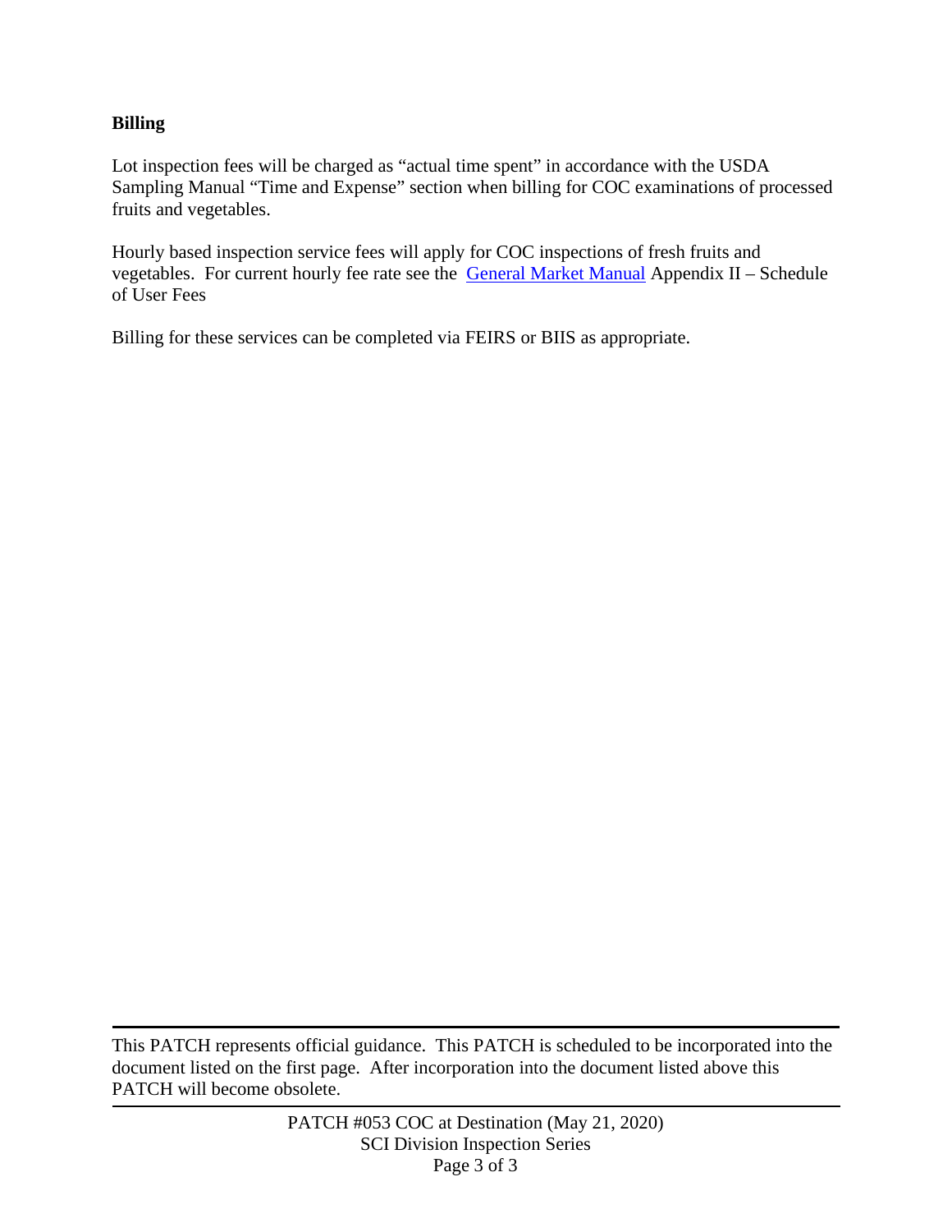**Billing**

Lot inspection fees will be charged as "actual time spent" in accordance with the USDA Sampling Manual "Time and Expense" section when billing for COC examinations of processed fruits and vegetables.

Hourly based inspection service fees will apply for COC inspections of fresh fruits and vegetables. For current hourly fee rate see the General Market Manual Appendix II – Schedule of User Fees

Billing for these services can be completed via FEIRS or BIIS as appropriate.

---

This PATCH represents official guidance. This PATCH is scheduled to be incorporated into the document listed on the first page. After incorporation into the document listed above this PATCH will become obsolete.